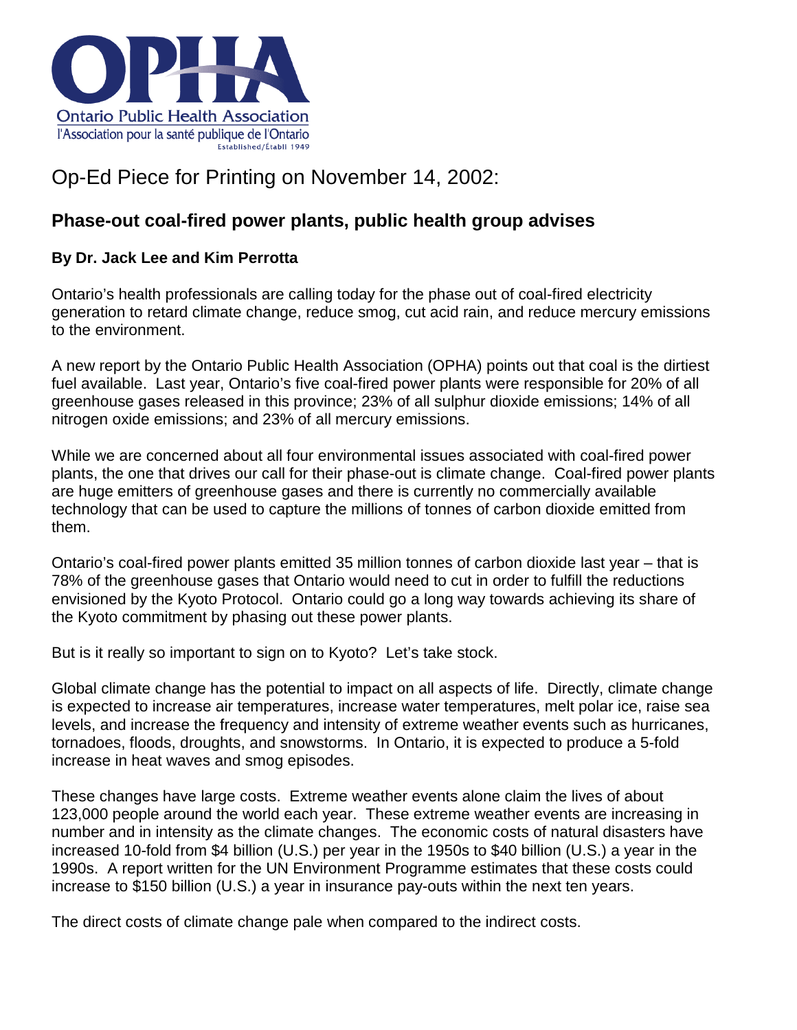OPHA

Ontario Public Health Association

l'Association pour la santé publique de l'Ontario

Established/Établi 1949

# Op-Ed Piece for Printing on November 14, 2002:

## Phase-out coal-fired power plants, public health group advises

**By Dr. Jack Lee and Kim Perrotta**

Ontario's health professionals are calling today for the phase out of coal-fired electricity generation to retard climate change, reduce smog, cut acid rain, and reduce mercury emissions to the environment.

A new report by the Ontario Public Health Association (OPHA) points out that coal is the dirtiest fuel available. Last year, Ontario's five coal-fired power plants were responsible for 20% of all greenhouse gases released in this province; 23% of all sulphur dioxide emissions; 14% of all nitrogen oxide emissions; and 23% of all mercury emissions.

While we are concerned about all four environmental issues associated with coal-fired power plants, the one that drives our call for their phase-out is climate change. Coal-fired power plants are huge emitters of greenhouse gases and there is currently no commercially available technology that can be used to capture the millions of tonnes of carbon dioxide emitted from them.

Ontario's coal-fired power plants emitted 35 million tonnes of carbon dioxide last year – that is 78% of the greenhouse gases that Ontario would need to cut in order to fulfill the reductions envisioned by the Kyoto Protocol. Ontario could go a long way towards achieving its share of the Kyoto commitment by phasing out these power plants.

But is it really so important to sign on to Kyoto? Let's take stock.

Global climate change has the potential to impact on all aspects of life. Directly, climate change is expected to increase air temperatures, increase water temperatures, melt polar ice, raise sea levels, and increase the frequency and intensity of extreme weather events such as hurricanes, tornadoes, floods, droughts, and snowstorms. In Ontario, it is expected to produce a 5-fold increase in heat waves and smog episodes.

These changes have large costs. Extreme weather events alone claim the lives of about 123,000 people around the world each year. These extreme weather events are increasing in number and in intensity as the climate changes. The economic costs of natural disasters have increased 10-fold from $4 billion (U.S.) per year in the 1950s to $40 billion (U.S.) a year in the 1990s. A report written for the UN Environment Programme estimates that these costs could increase to $150 billion (U.S.) a year in insurance pay-outs within the next ten years.

The direct costs of climate change pale when compared to the indirect costs.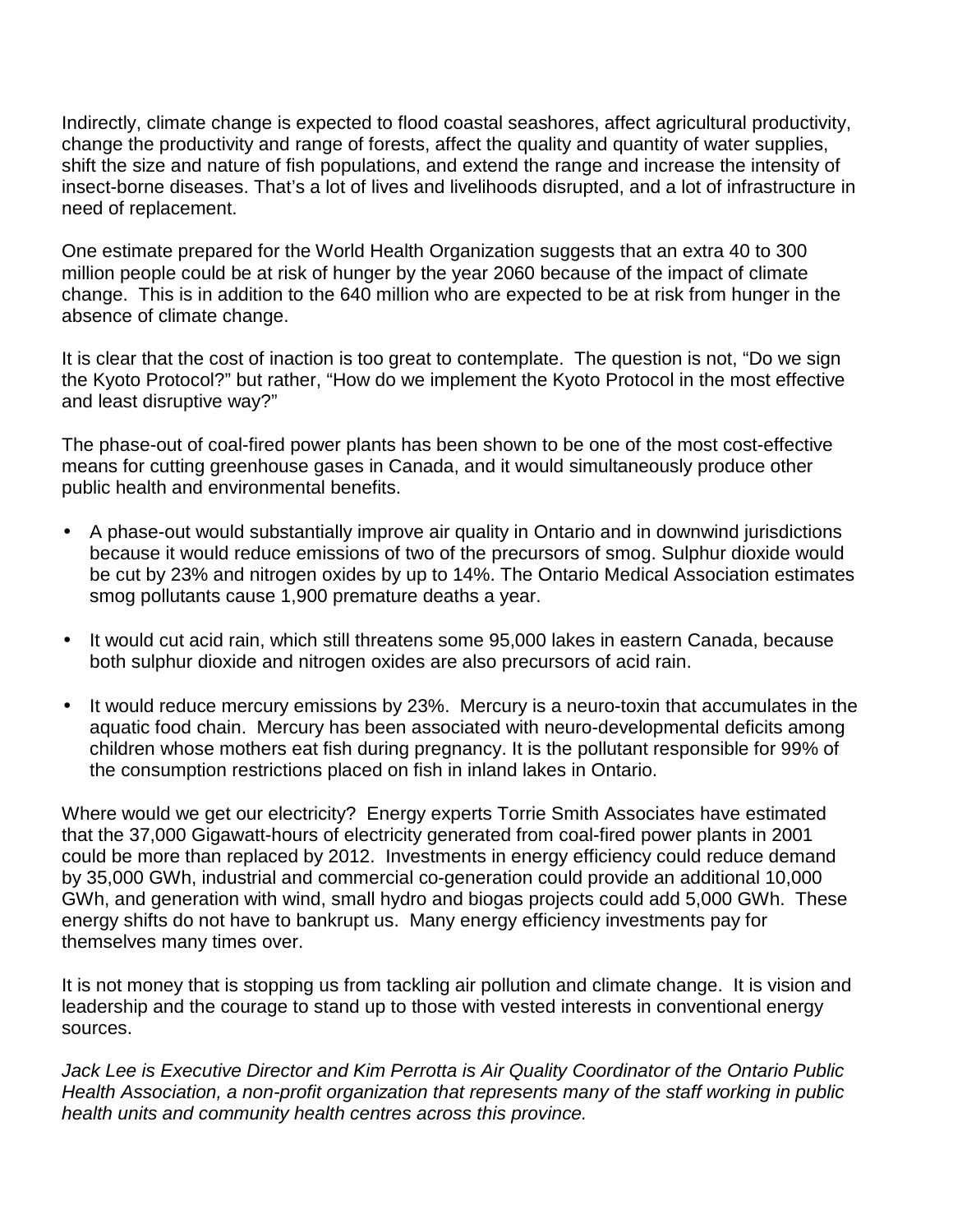Indirectly, climate change is expected to flood coastal seashores, affect agricultural productivity, change the productivity and range of forests, affect the quality and quantity of water supplies, shift the size and nature of fish populations, and extend the range and increase the intensity of insect-borne diseases. That's a lot of lives and livelihoods disrupted, and a lot of infrastructure in need of replacement.

One estimate prepared for the World Health Organization suggests that an extra 40 to 300 million people could be at risk of hunger by the year 2060 because of the impact of climate change. This is in addition to the 640 million who are expected to be at risk from hunger in the absence of climate change.

It is clear that the cost of inaction is too great to contemplate. The question is not, "Do we sign the Kyoto Protocol?" but rather, "How do we implement the Kyoto Protocol in the most effective and least disruptive way?"

The phase-out of coal-fired power plants has been shown to be one of the most cost-effective means for cutting greenhouse gases in Canada, and it would simultaneously produce other public health and environmental benefits.

- A phase-out would substantially improve air quality in Ontario and in downwind jurisdictions because it would reduce emissions of two of the precursors of smog. Sulphur dioxide would be cut by 23% and nitrogen oxides by up to 14%. The Ontario Medical Association estimates smog pollutants cause 1,900 premature deaths a year.

- It would cut acid rain, which still threatens some 95,000 lakes in eastern Canada, because both sulphur dioxide and nitrogen oxides are also precursors of acid rain.

- It would reduce mercury emissions by 23%. Mercury is a neuro-toxin that accumulates in the aquatic food chain. Mercury has been associated with neuro-developmental deficits among children whose mothers eat fish during pregnancy. It is the pollutant responsible for 99% of the consumption restrictions placed on fish in inland lakes in Ontario.

Where would we get our electricity? Energy experts Torrie Smith Associates have estimated that the 37,000 Gigawatt-hours of electricity generated from coal-fired power plants in 2001 could be more than replaced by 2012. Investments in energy efficiency could reduce demand by 35,000 GWh, industrial and commercial co-generation could provide an additional 10,000 GWh, and generation with wind, small hydro and biogas projects could add 5,000 GWh. These energy shifts do not have to bankrupt us. Many energy efficiency investments pay for themselves many times over.

It is not money that is stopping us from tackling air pollution and climate change. It is vision and leadership and the courage to stand up to those with vested interests in conventional energy sources.

*Jack Lee is Executive Director and Kim Perrotta is Air Quality Coordinator of the Ontario Public Health Association, a non-profit organization that represents many of the staff working in public health units and community health centres across this province.*